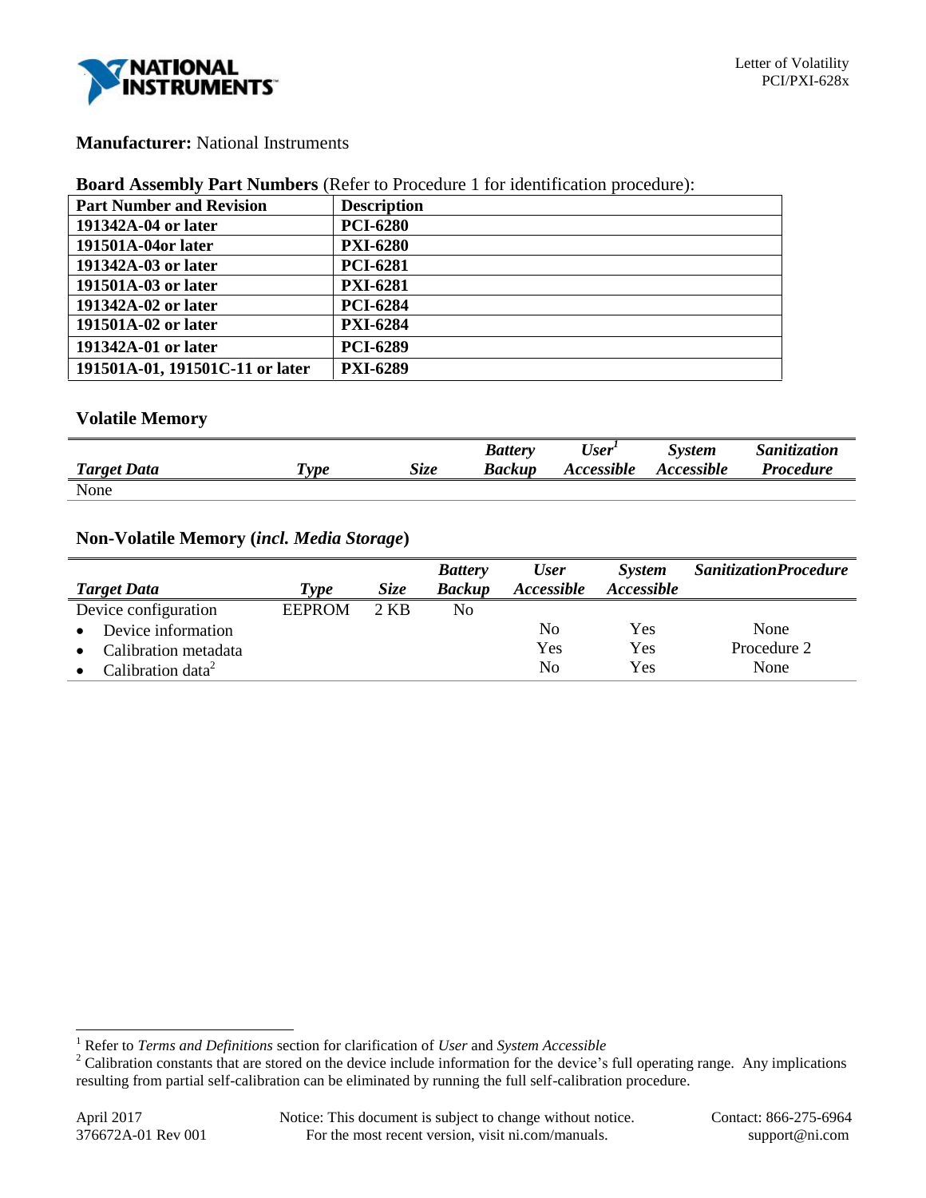**Manufacturer:** National Instruments

**Board Assembly Part Numbers** (Refer to Procedure 1 for identification procedure):

| Part Number and Revision | Description |
|---|---|
| 191342A-04 or later | PCI-6280 |
| 191501A-04or later | PXI-6280 |
| 191342A-03 or later | PCI-6281 |
| 191501A-03 or later | PXI-6281 |
| 191342A-02 or later | PCI-6284 |
| 191501A-02 or later | PXI-6284 |
| 191342A-01 or later | PCI-6289 |
| 191501A-01, 191501C-11 or later | PXI-6289 |

## Volatile Memory

| *Target Data* | *Type* | *Size* | *Battery Backup* | *User[1] Accessible* | *System Accessible* | *Sanitization Procedure* |
|---|---|---|---|---|---|---|
| None | | | | | | |

## Non-Volatile Memory (*incl. Media Storage*)

| *Target Data* | *Type* | *Size* | *Battery Backup* | *User Accessible* | *System Accessible* | *SanitizationProcedure* |
|---|---|---|---|---|---|---|
| Device configuration | EEPROM | 2 KB | No | | | |
| • Device information | | | | No | Yes | None |
| • Calibration metadata | | | | Yes | Yes | Procedure 2 |
| • Calibration data[2] | | | | No | Yes | None |

[1] Refer to *Terms and Definitions* section for clarification of *User* and *System Accessible*

[2] Calibration constants that are stored on the device include information for the device's full operating range. Any implications resulting from partial self-calibration can be eliminated by running the full self-calibration procedure.

April 2017
376672A-01 Rev 001

Notice: This document is subject to change without notice. For the most recent version, visit ni.com/manuals.

Contact: 866-275-6964
support@ni.com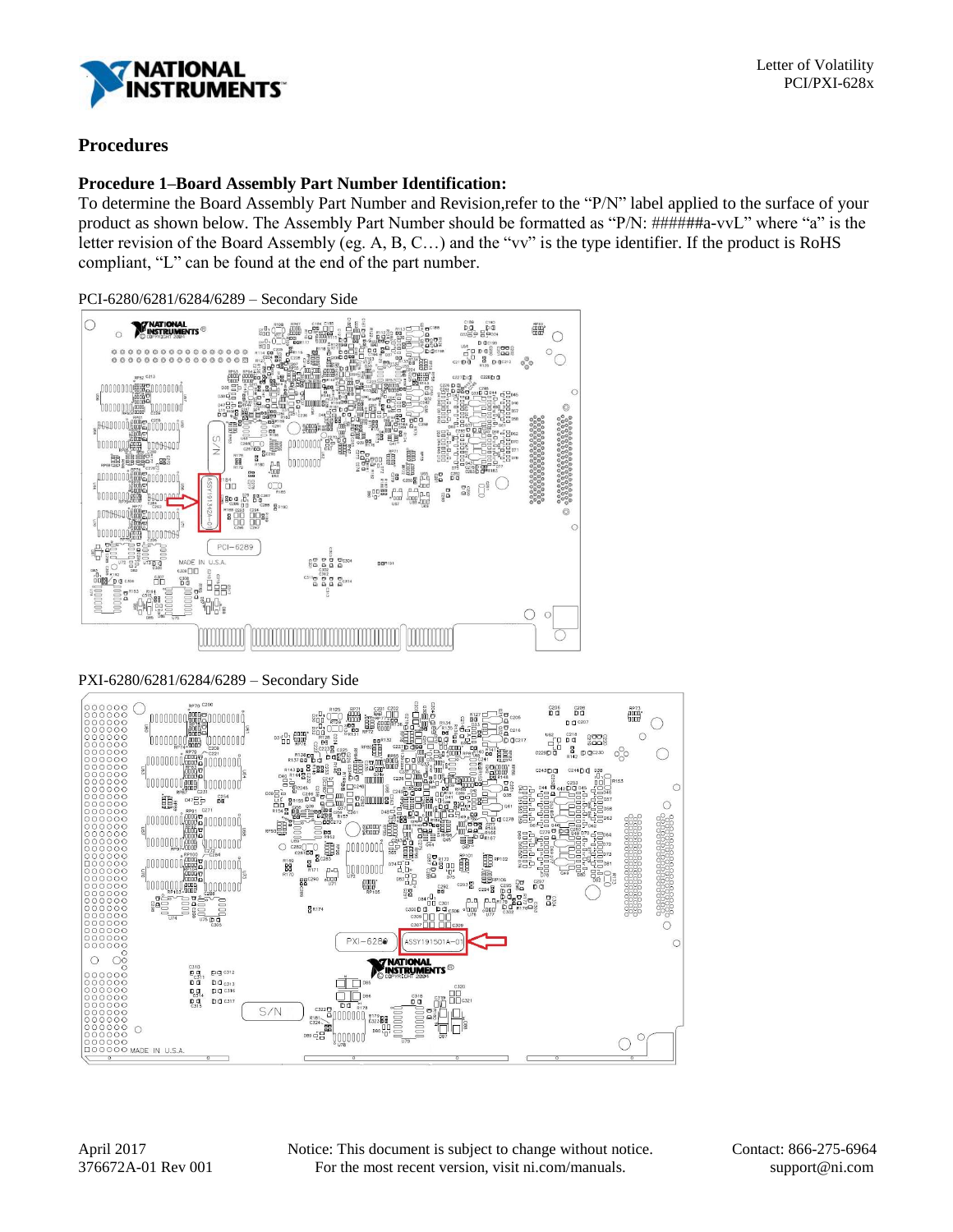## Procedures

### Procedure 1–Board Assembly Part Number Identification:

To determine the Board Assembly Part Number and Revision,refer to the “P/N” label applied to the surface of your product as shown below. The Assembly Part Number should be formatted as “P/N: ######a-vvL” where “a” is the letter revision of the Board Assembly (eg. A, B, C…) and the “vv” is the type identifier. If the product is RoHS compliant, “L” can be found at the end of the part number.

PCI-6280/6281/6284/6289 – Secondary Side

PXI-6280/6281/6284/6289 – Secondary Side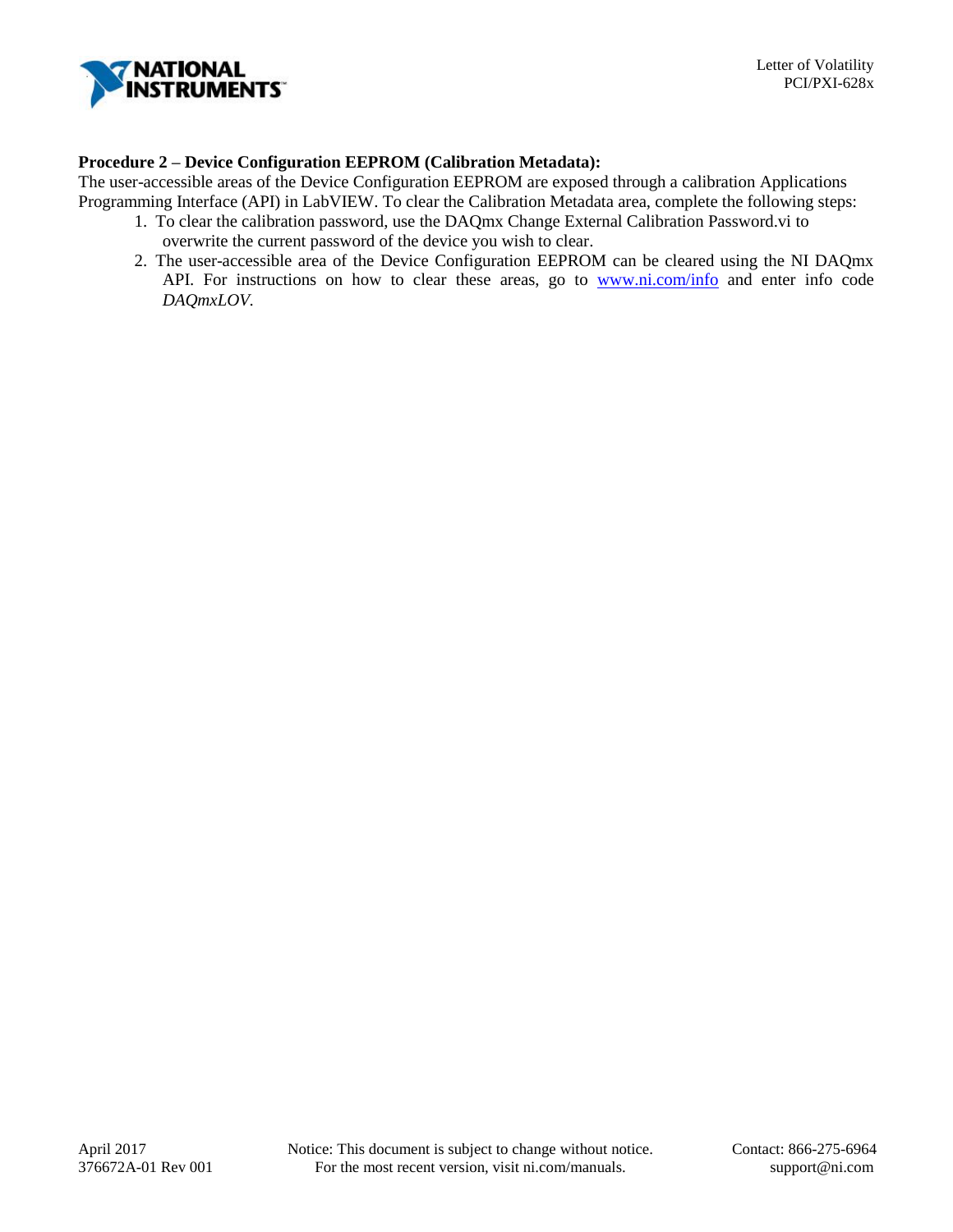**Procedure 2 – Device Configuration EEPROM (Calibration Metadata):**

The user-accessible areas of the Device Configuration EEPROM are exposed through a calibration Applications Programming Interface (API) in LabVIEW. To clear the Calibration Metadata area, complete the following steps:

1. To clear the calibration password, use the DAQmx Change External Calibration Password.vi to overwrite the current password of the device you wish to clear.
2. The user-accessible area of the Device Configuration EEPROM can be cleared using the NI DAQmx API. For instructions on how to clear these areas, go to www.ni.com/info and enter info code *DAQmxLOV*.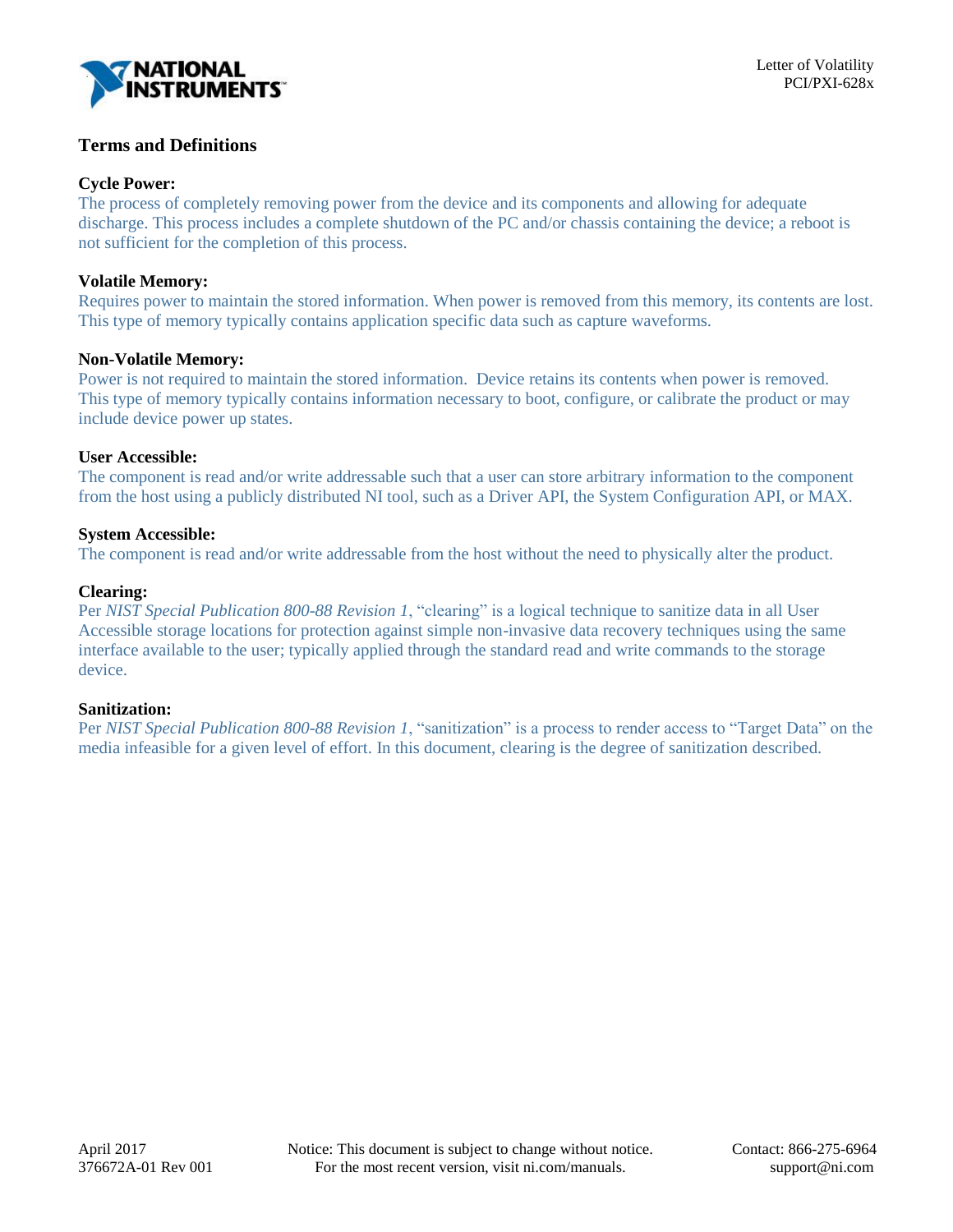## Terms and Definitions

**Cycle Power:**
The process of completely removing power from the device and its components and allowing for adequate discharge. This process includes a complete shutdown of the PC and/or chassis containing the device; a reboot is not sufficient for the completion of this process.

**Volatile Memory:**
Requires power to maintain the stored information. When power is removed from this memory, its contents are lost. This type of memory typically contains application specific data such as capture waveforms.

**Non-Volatile Memory:**
Power is not required to maintain the stored information. Device retains its contents when power is removed. This type of memory typically contains information necessary to boot, configure, or calibrate the product or may include device power up states.

**User Accessible:**
The component is read and/or write addressable such that a user can store arbitrary information to the component from the host using a publicly distributed NI tool, such as a Driver API, the System Configuration API, or MAX.

**System Accessible:**
The component is read and/or write addressable from the host without the need to physically alter the product.

**Clearing:**
Per *NIST Special Publication 800-88 Revision 1*, "clearing" is a logical technique to sanitize data in all User Accessible storage locations for protection against simple non-invasive data recovery techniques using the same interface available to the user; typically applied through the standard read and write commands to the storage device.

**Sanitization:**
Per *NIST Special Publication 800-88 Revision 1*, "sanitization" is a process to render access to "Target Data" on the media infeasible for a given level of effort. In this document, clearing is the degree of sanitization described.